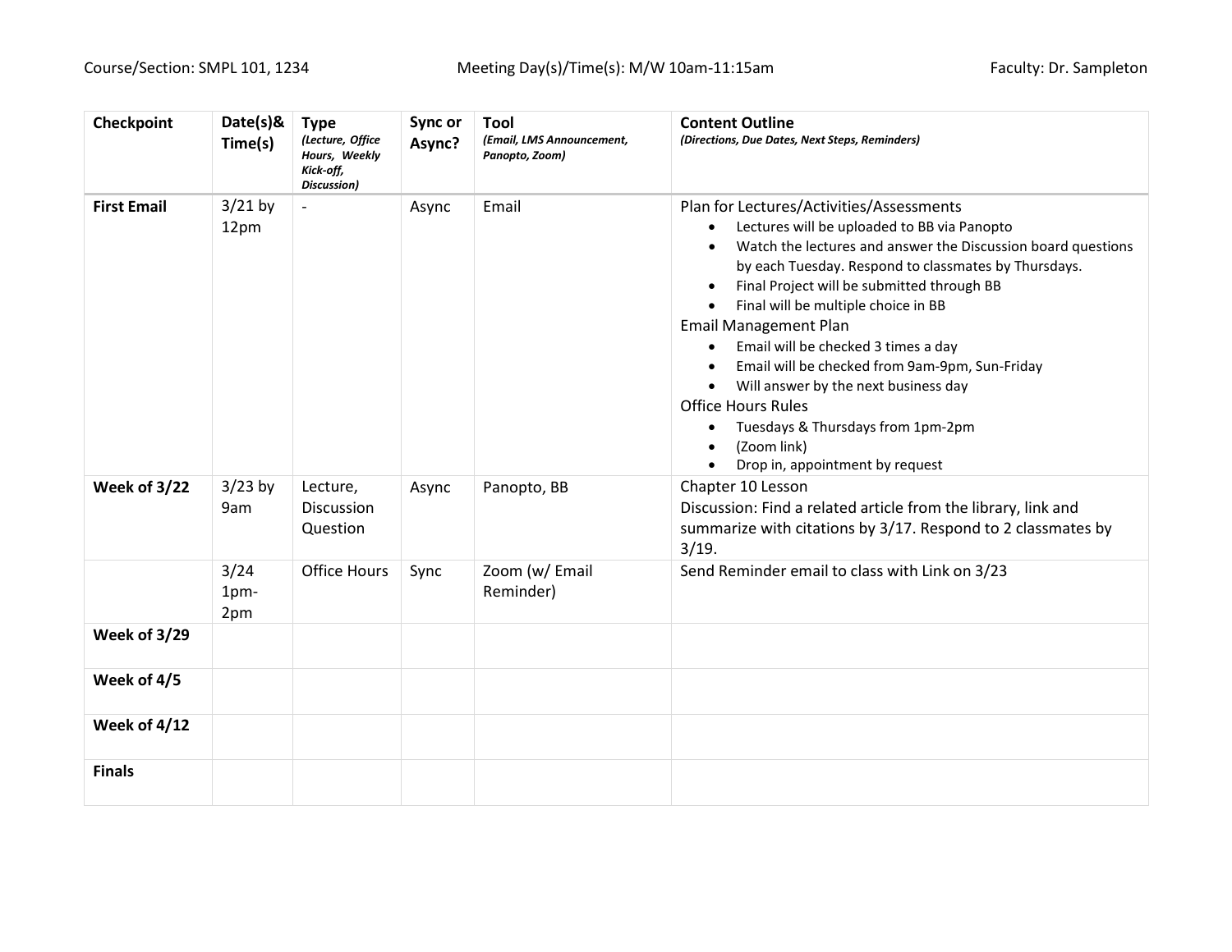Course/Section: SMPL 101, 1234 Meeting Day(s)/Time(s): M/W 10am-11:15am Faculty: Dr. Sampleton

| **Checkpoint** | **Date(s)& Time(s)** | **Type** *(Lecture, Office Hours, Weekly Kick-off, Discussion)* | **Sync or Async?** | **Tool** *(Email, LMS Announcement, Panopto, Zoom)* | **Content Outline** *(Directions, Due Dates, Next Steps, Reminders)* |
|---|---|---|---|---|---|
| **First Email** | 3/21 by 12pm | - | Async | Email | Plan for Lectures/Activities/Assessments<br>• Lectures will be uploaded to BB via Panopto<br>• Watch the lectures and answer the Discussion board questions by each Tuesday. Respond to classmates by Thursdays.<br>• Final Project will be submitted through BB<br>• Final will be multiple choice in BB<br>Email Management Plan<br>• Email will be checked 3 times a day<br>• Email will be checked from 9am-9pm, Sun-Friday<br>• Will answer by the next business day<br>Office Hours Rules<br>• Tuesdays & Thursdays from 1pm-2pm<br>• (Zoom link)<br>• Drop in, appointment by request |
| **Week of 3/22** | 3/23 by 9am | Lecture, Discussion Question | Async | Panopto, BB | Chapter 10 Lesson<br>Discussion: Find a related article from the library, link and summarize with citations by 3/17. Respond to 2 classmates by 3/19. |
| | 3/24 1pm-2pm | Office Hours | Sync | Zoom (w/ Email Reminder) | Send Reminder email to class with Link on 3/23 |
| **Week of 3/29** | | | | | |
| **Week of 4/5** | | | | | |
| **Week of 4/12** | | | | | |
| **Finals** | | | | | |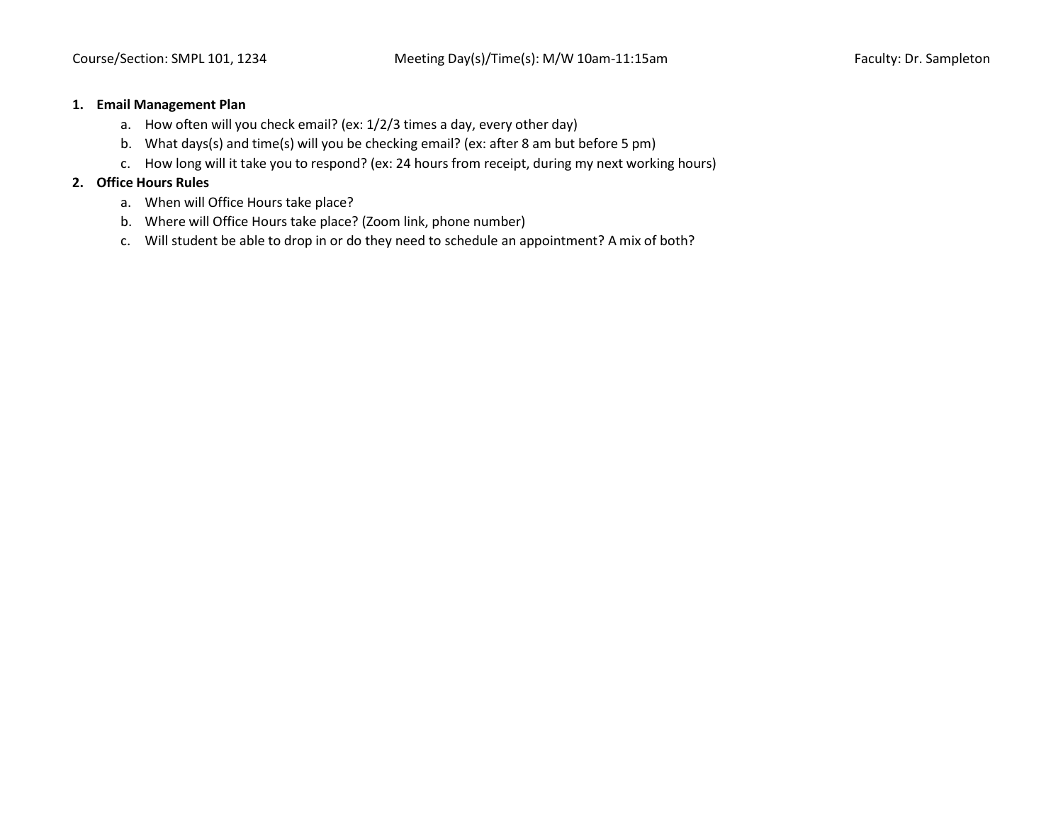Course/Section: SMPL 101, 1234 Meeting Day(s)/Time(s): M/W 10am-11:15am Faculty: Dr. Sampleton

1. **Email Management Plan**
   a. How often will you check email? (ex: 1/2/3 times a day, every other day)
   b. What days(s) and time(s) will you be checking email? (ex: after 8 am but before 5 pm)
   c. How long will it take you to respond? (ex: 24 hours from receipt, during my next working hours)
2. **Office Hours Rules**
   a. When will Office Hours take place?
   b. Where will Office Hours take place? (Zoom link, phone number)
   c. Will student be able to drop in or do they need to schedule an appointment? A mix of both?